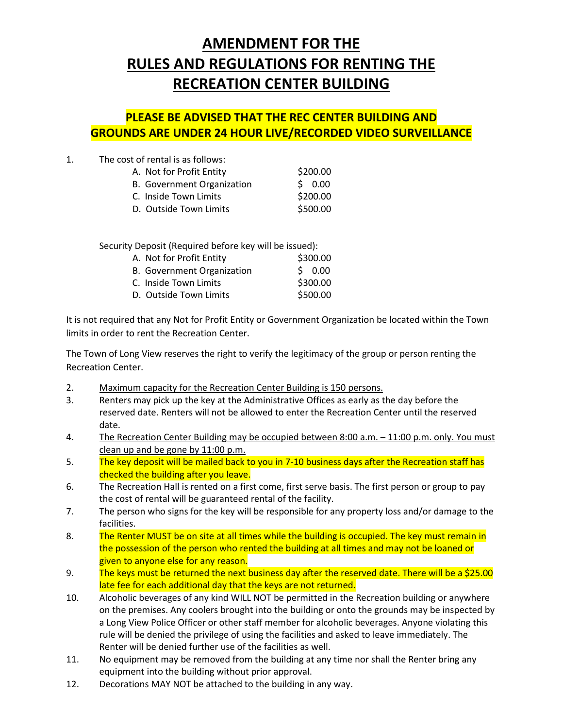# AMENDMENT FOR THE RULES AND REGULATIONS FOR RENTING THE RECREATION CENTER BUILDING

## PLEASE BE ADVISED THAT THE REC CENTER BUILDING AND GROUNDS ARE UNDER 24 HOUR LIVE/RECORDED VIDEO SURVEILLANCE

1. The cost of rental is as follows:

| | |
|---|---|
| A. Not for Profit Entity | $200.00 |
| B. Government Organization | $ 0.00 |
| C. Inside Town Limits | $200.00 |
| D. Outside Town Limits | $500.00 |

Security Deposit (Required before key will be issued):

| | |
|---|---|
| A. Not for Profit Entity | $300.00 |
| B. Government Organization | $ 0.00 |
| C. Inside Town Limits | $300.00 |
| D. Outside Town Limits | $500.00 |

It is not required that any Not for Profit Entity or Government Organization be located within the Town limits in order to rent the Recreation Center.

The Town of Long View reserves the right to verify the legitimacy of the group or person renting the Recreation Center.

2. Maximum capacity for the Recreation Center Building is 150 persons.
3. Renters may pick up the key at the Administrative Offices as early as the day before the reserved date. Renters will not be allowed to enter the Recreation Center until the reserved date.
4. The Recreation Center Building may be occupied between 8:00 a.m. – 11:00 p.m. only. You must clean up and be gone by 11:00 p.m.
5. The key deposit will be mailed back to you in 7-10 business days after the Recreation staff has checked the building after you leave.
6. The Recreation Hall is rented on a first come, first serve basis. The first person or group to pay the cost of rental will be guaranteed rental of the facility.
7. The person who signs for the key will be responsible for any property loss and/or damage to the facilities.
8. The Renter MUST be on site at all times while the building is occupied. The key must remain in the possession of the person who rented the building at all times and may not be loaned or given to anyone else for any reason.
9. The keys must be returned the next business day after the reserved date. There will be a $25.00 late fee for each additional day that the keys are not returned.
10. Alcoholic beverages of any kind WILL NOT be permitted in the Recreation building or anywhere on the premises. Any coolers brought into the building or onto the grounds may be inspected by a Long View Police Officer or other staff member for alcoholic beverages. Anyone violating this rule will be denied the privilege of using the facilities and asked to leave immediately. The Renter will be denied further use of the facilities as well.
11. No equipment may be removed from the building at any time nor shall the Renter bring any equipment into the building without prior approval.
12. Decorations MAY NOT be attached to the building in any way.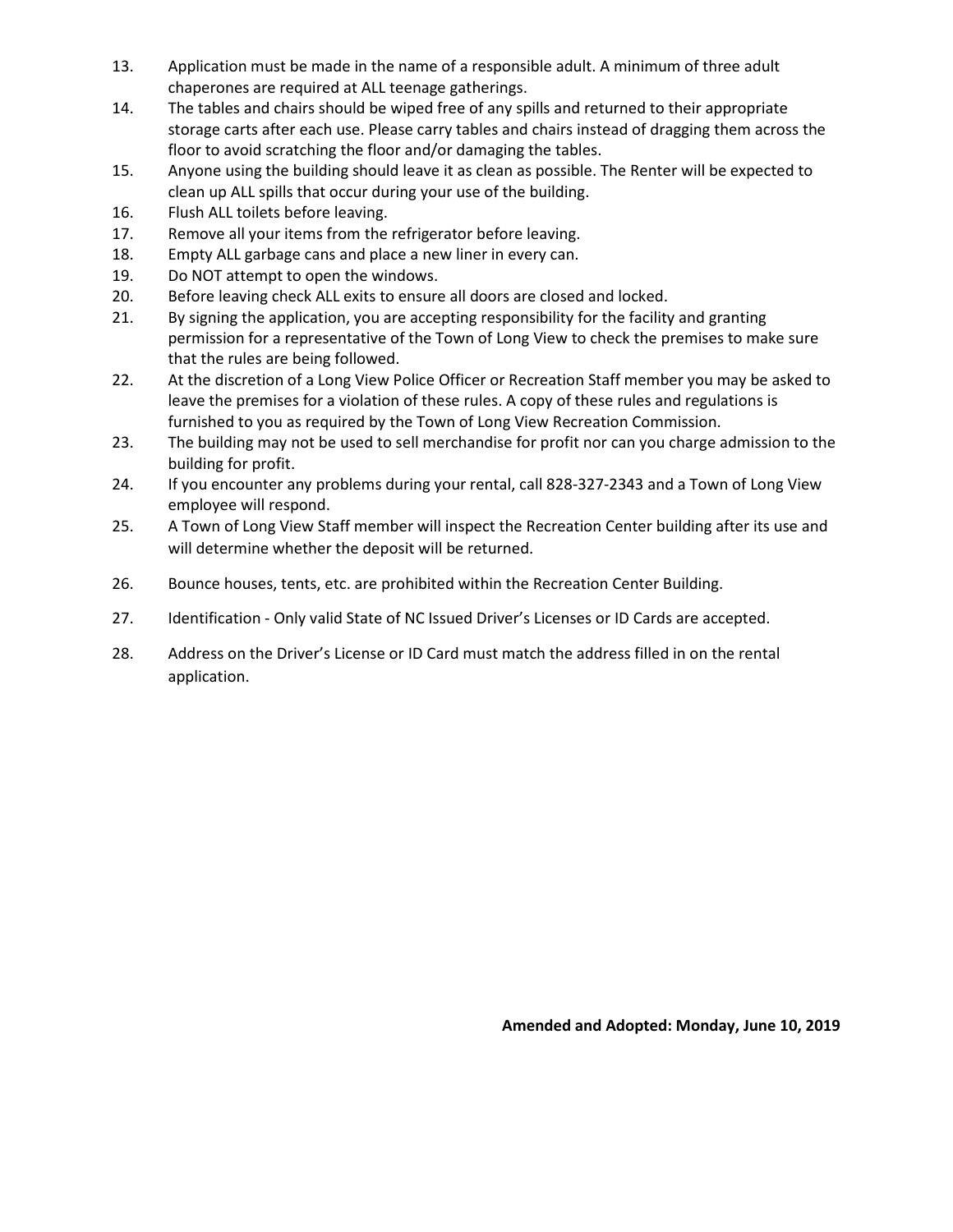13. Application must be made in the name of a responsible adult. A minimum of three adult chaperones are required at ALL teenage gatherings.
14. The tables and chairs should be wiped free of any spills and returned to their appropriate storage carts after each use. Please carry tables and chairs instead of dragging them across the floor to avoid scratching the floor and/or damaging the tables.
15. Anyone using the building should leave it as clean as possible. The Renter will be expected to clean up ALL spills that occur during your use of the building.
16. Flush ALL toilets before leaving.
17. Remove all your items from the refrigerator before leaving.
18. Empty ALL garbage cans and place a new liner in every can.
19. Do NOT attempt to open the windows.
20. Before leaving check ALL exits to ensure all doors are closed and locked.
21. By signing the application, you are accepting responsibility for the facility and granting permission for a representative of the Town of Long View to check the premises to make sure that the rules are being followed.
22. At the discretion of a Long View Police Officer or Recreation Staff member you may be asked to leave the premises for a violation of these rules. A copy of these rules and regulations is furnished to you as required by the Town of Long View Recreation Commission.
23. The building may not be used to sell merchandise for profit nor can you charge admission to the building for profit.
24. If you encounter any problems during your rental, call 828-327-2343 and a Town of Long View employee will respond.
25. A Town of Long View Staff member will inspect the Recreation Center building after its use and will determine whether the deposit will be returned.
26. Bounce houses, tents, etc. are prohibited within the Recreation Center Building.
27. Identification - Only valid State of NC Issued Driver's Licenses or ID Cards are accepted.
28. Address on the Driver's License or ID Card must match the address filled in on the rental application.

**Amended and Adopted: Monday, June 10, 2019**